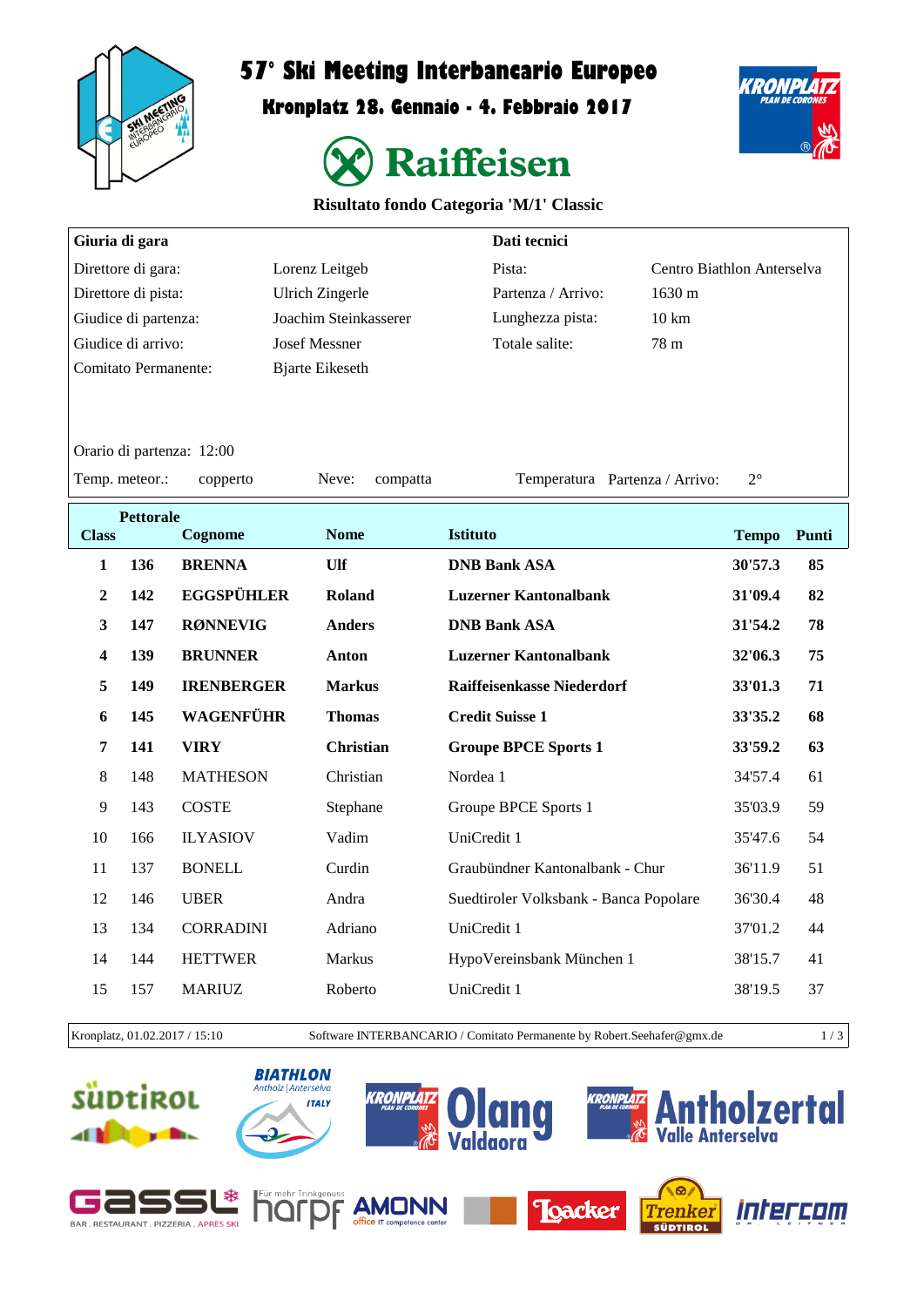# 57° Ski Meeting Interbancario Europeo

## Kronplatz 28. Gennaio - 4. Febbraio 2017

Raiffeisen

### Risultato fondo Categoria 'M/1' Classic

| Giuria di gara | | Dati tecnici | |
|---|---|---|---|
| Direttore di gara: | Lorenz Leitgeb | Pista: | Centro Biathlon Anterselva |
| Direttore di pista: | Ulrich Zingerle | Partenza / Arrivo: | 1630 m |
| Giudice di partenza: | Joachim Steinkasserer | Lunghezza pista: | 10 km |
| Giudice di arrivo: | Josef Messner | Totale salite: | 78 m |
| Comitato Permanente: | Bjarte Eikeseth | | |

Orario di partenza: 12:00

Temp. meteor.: copperto Neve: compatta Temperatura Partenza / Arrivo: 2°

| Class | Pettorale | Cognome | Nome | Istituto | Tempo | Punti |
|---|---|---|---|---|---|---|
| **1** | **136** | **BRENNA** | **Ulf** | **DNB Bank ASA** | **30'57.3** | **85** |
| **2** | **142** | **EGGSPÜHLER** | **Roland** | **Luzerner Kantonalbank** | **31'09.4** | **82** |
| **3** | **147** | **RØNNEVIG** | **Anders** | **DNB Bank ASA** | **31'54.2** | **78** |
| **4** | **139** | **BRUNNER** | **Anton** | **Luzerner Kantonalbank** | **32'06.3** | **75** |
| **5** | **149** | **IRENBERGER** | **Markus** | **Raiffeisenkasse Niederdorf** | **33'01.3** | **71** |
| **6** | **145** | **WAGENFÜHR** | **Thomas** | **Credit Suisse 1** | **33'35.2** | **68** |
| **7** | **141** | **VIRY** | **Christian** | **Groupe BPCE Sports 1** | **33'59.2** | **63** |
| 8 | 148 | MATHESON | Christian | Nordea 1 | 34'57.4 | 61 |
| 9 | 143 | COSTE | Stephane | Groupe BPCE Sports 1 | 35'03.9 | 59 |
| 10 | 166 | ILYASIOV | Vadim | UniCredit 1 | 35'47.6 | 54 |
| 11 | 137 | BONELL | Curdin | Graubündner Kantonalbank - Chur | 36'11.9 | 51 |
| 12 | 146 | UBER | Andra | Suedtiroler Volksbank - Banca Popolare | 36'30.4 | 48 |
| 13 | 134 | CORRADINI | Adriano | UniCredit 1 | 37'01.2 | 44 |
| 14 | 144 | HETTWER | Markus | HypoVereinsbank München 1 | 38'15.7 | 41 |
| 15 | 157 | MARIUZ | Roberto | UniCredit 1 | 38'19.5 | 37 |

Kronplatz, 01.02.2017 / 15:10 Software INTERBANCARIO / Comitato Permanente by Robert.Seehafer@gmx.de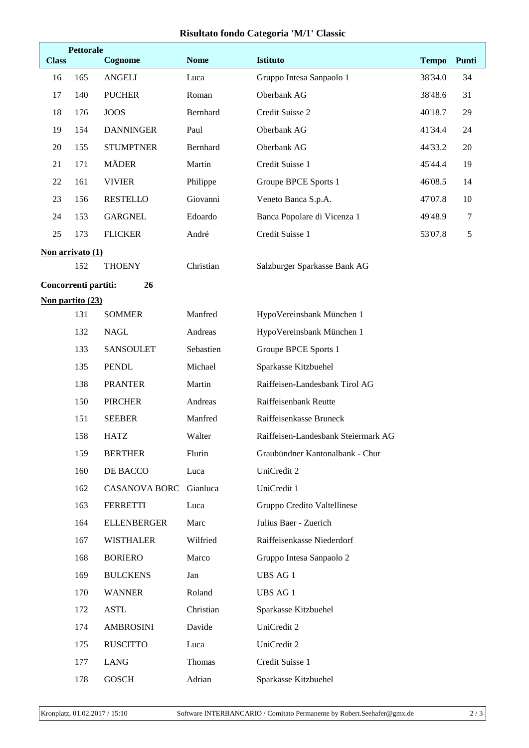# Risultato fondo Categoria 'M/1' Classic

| Class | Pettorale | Cognome | Nome | Istituto | Tempo | Punti |
|---|---|---|---|---|---|---|
| 16 | 165 | ANGELI | Luca | Gruppo Intesa Sanpaolo 1 | 38'34.0 | 34 |
| 17 | 140 | PUCHER | Roman | Oberbank AG | 38'48.6 | 31 |
| 18 | 176 | JOOS | Bernhard | Credit Suisse 2 | 40'18.7 | 29 |
| 19 | 154 | DANNINGER | Paul | Oberbank AG | 41'34.4 | 24 |
| 20 | 155 | STUMPTNER | Bernhard | Oberbank AG | 44'33.2 | 20 |
| 21 | 171 | MÄDER | Martin | Credit Suisse 1 | 45'44.4 | 19 |
| 22 | 161 | VIVIER | Philippe | Groupe BPCE Sports 1 | 46'08.5 | 14 |
| 23 | 156 | RESTELLO | Giovanni | Veneto Banca S.p.A. | 47'07.8 | 10 |
| 24 | 153 | GARGNEL | Edoardo | Banca Popolare di Vicenza 1 | 49'48.9 | 7 |
| 25 | 173 | FLICKER | André | Credit Suisse 1 | 53'07.8 | 5 |

**Non arrivato (1)**

| Pettorale | Cognome | Nome | Istituto |
|---|---|---|---|
| 152 | THOENY | Christian | Salzburger Sparkasse Bank AG |

**Concorrenti partiti: 26**

**Non partito (23)**

| Pettorale | Cognome | Nome | Istituto |
|---|---|---|---|
| 131 | SOMMER | Manfred | HypoVereinsbank München 1 |
| 132 | NAGL | Andreas | HypoVereinsbank München 1 |
| 133 | SANSOULET | Sebastien | Groupe BPCE Sports 1 |
| 135 | PENDL | Michael | Sparkasse Kitzbuehel |
| 138 | PRANTER | Martin | Raiffeisen-Landesbank Tirol AG |
| 150 | PIRCHER | Andreas | Raiffeisenbank Reutte |
| 151 | SEEBER | Manfred | Raiffeisenkasse Bruneck |
| 158 | HATZ | Walter | Raiffeisen-Landesbank Steiermark AG |
| 159 | BERTHER | Flurin | Graubündner Kantonalbank - Chur |
| 160 | DE BACCO | Luca | UniCredit 2 |
| 162 | CASANOVA BORC | Gianluca | UniCredit 1 |
| 163 | FERRETTI | Luca | Gruppo Credito Valtellinese |
| 164 | ELLENBERGER | Marc | Julius Baer - Zuerich |
| 167 | WISTHALER | Wilfried | Raiffeisenkasse Niederdorf |
| 168 | BORIERO | Marco | Gruppo Intesa Sanpaolo 2 |
| 169 | BULCKENS | Jan | UBS AG 1 |
| 170 | WANNER | Roland | UBS AG 1 |
| 172 | ASTL | Christian | Sparkasse Kitzbuehel |
| 174 | AMBROSINI | Davide | UniCredit 2 |
| 175 | RUSCITTO | Luca | UniCredit 2 |
| 177 | LANG | Thomas | Credit Suisse 1 |
| 178 | GOSCH | Adrian | Sparkasse Kitzbuehel |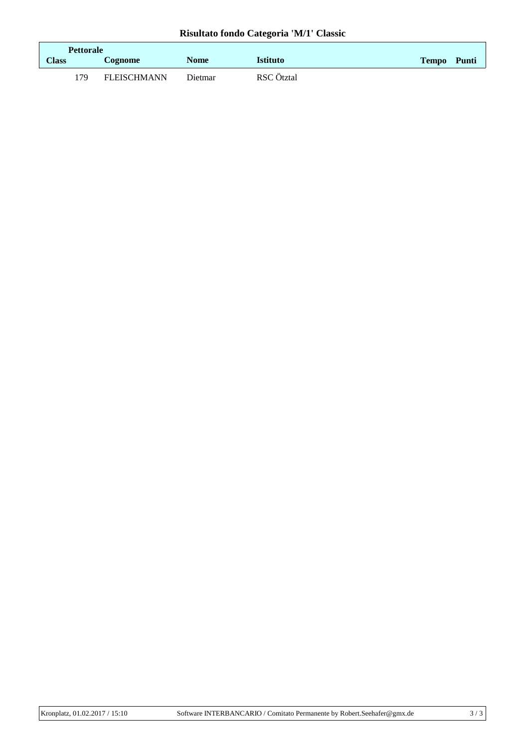# Risultato fondo Categoria 'M/1' Classic

| Class | Pettorale | Cognome | Nome | Istituto | Tempo | Punti |
|---|---|---|---|---|---|---|
| | 179 | FLEISCHMANN | Dietmar | RSC Ötztal | | |